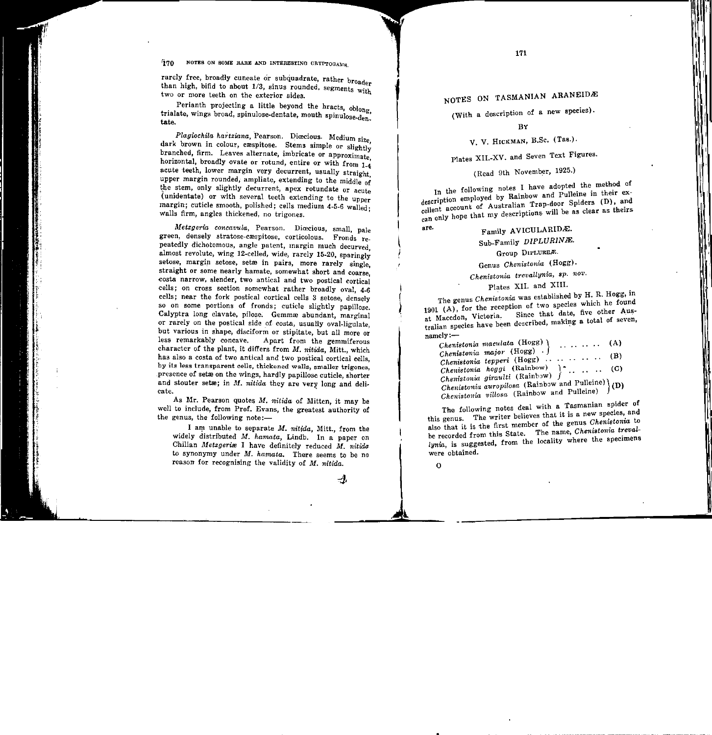rarely free, broadly cuneate or subquadrate, rather broader than high, bifid to about 1/3, sinus rounded, segments with two or more teeth on the exterior sides.

Perianth projecting a little beyond the bracts, oblong, trialate, wings broad, spinulose-dentate, mouth spinulose-dentate.

*Plagiochila hartziana*, Pearson. Diœcious. Medium size, dark brown in colour, cæspitose. Stems simple or slightly branched, firm. Leaves alternate, imbricate or approximate, horizontal, broadly ovate or rotund, entire or with from 1-4 acute teeth, lower margin very decurrent, usually straight, upper margin rounded, ampliate, extending to the middle of the stem, only slightly decurrent, apex rotundate or acute (unidentate) or with several teeth extending to the upper margin; cuticle smooth, polished; cells medium 4-5-6 walled; walls firm, angles thickened, no trigones.

*Metzgeria concavula*, Pearson. Diœcious, small, pale green, densely stratose-cæspitose, corticolous. Fronds repeatedly dichotomous, angle patent, margin much decurved, almost revolute, wing 12-celled, wide, rarely 15-20, sparingly setose, margin setose, setæ in pairs, more rarely single, straight or some nearly hamate, somewhat short and coarse, costa narrow, slender, two antical and two postical cortical cells; on cross section somewhat rather broadly oval, 4-6 cells; near the fork postical cortical cells 3 setose, densely so on some portions of fronds; cuticle slightly papillose. Calyptra long clavate, pilose. Gemmæ abundant, marginal or rarely on the postical side of costa, usually oval-ligulate, but various in shape, disciform or stipitate, but all more or less remarkably concave. Apart from the gemmiferous character of the plant, it differs from *M. nitida*, Mitt., which has also a costa of two antical and two postical cortical cells, by its less transparent cells, thickened walls, smaller trigones, presence of setæ on the wings, hardly papillose cuticle, shorter and stouter setæ; in *M. nitida* they are very long and delicate.

As Mr. Pearson quotes *M. nitida* of Mitten, it may be well to include, from Prof. Evans, the greatest authority of the genus, the following note:—

> I am unable to separate *M. nitida*, Mitt., from the widely distributed *M. hamata*, Lindb. In a paper on Chilian *Metzgeriæ* I have definitely reduced *M. nitida* to synonymy under *M. hamata*. There seems to be no reason for recognising the validity of *M. nitida*.

# NOTES ON TASMANIAN ARANEIDÆ

(With a description of a new species).

By

V. V. Hickman, B.Sc. (Tas.).

Plates XII.-XV. and Seven Text Figures.

(Read 9th November, 1925.)

In the following notes I have adopted the method of description employed by Rainbow and Pulleine in their excellent account of Australian Trap-door Spiders (D), and can only hope that my descriptions will be as clear as theirs are.

## Family AVICULARIDÆ.

### Sub-Family *DIPLURINÆ*.

#### Group Diplureæ.

#### Genus *Chenistonia* (Hogg).

#### *Chenistonia trevallynia*, *sp. nov.*

Plates XII. and XIII.

The genus *Chenistonia* was established by H. R. Hogg, in 1901 (A), for the reception of two species which he found at Macedon, Victoria. Since that date, five other Australian species have been described, making a total of seven, namely:—

*Chenistonia maculata* (Hogg) } (A)
*Chenistonia major* (Hogg) }
*Chenistonia tepperi* (Hogg) (B)
*Chenistonia hoggi* (Rainbow) } (C)
*Chenistonia giraulti* (Rainbow) }
*Chenistonia auropilosa* (Rainbow and Pulleine) } (D)
*Chenistonia villosa* (Rainbow and Pulleine) }

The following notes deal with a Tasmanian spider of this genus. The writer believes that it is a new species, and also that it is the first member of the genus *Chenistonia* to be recorded from this State. The name, *Chenistonia trevallynia*, is suggested, from the locality where the specimens were obtained.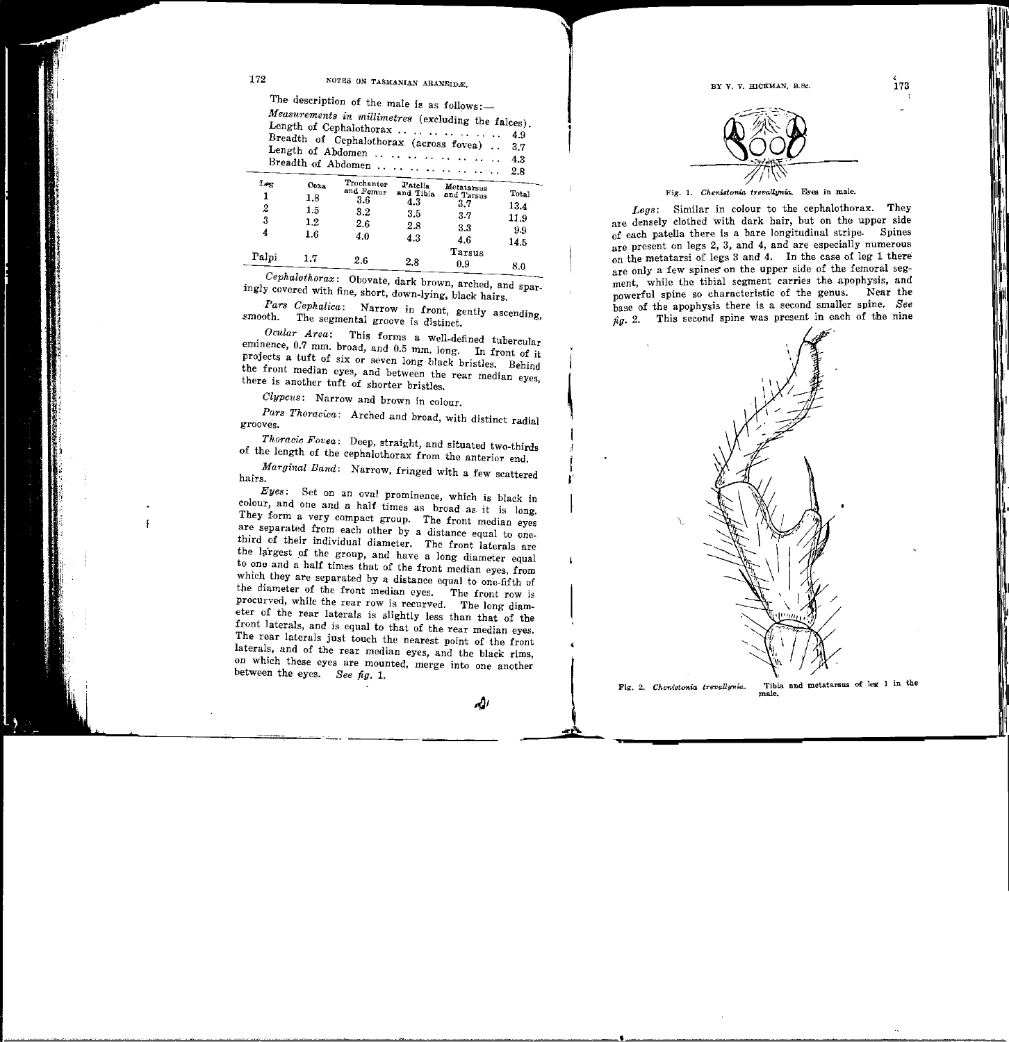The description of the male is as follows:—

*Measurements in millimetres* (excluding the falces).

Length of Cephalothorax .. .. .. .. .. .. .. 4.9
Breadth of Cephalothorax (across fovea) .. 3.7
Length of Abdomen .. .. .. .. .. .. .. .. 4.3
Breadth of Abdomen .. .. .. .. .. .. .. .. 2.8

| Leg | Coxa | Trochanter and Femur | Patella and Tibia | Metatarsus and Tarsus | Total |
|---|---|---|---|---|---|
| 1 | 1.8 | 3.6 | 4.3 | 3.7 | 13.4 |
| 2 | 1.5 | 3.2 | 3.5 | 3.7 | 11.9 |
| 3 | 1.2 | 2.6 | 2.8 | 3.3 | 9.9 |
| 4 | 1.6 | 4.0 | 4.3 | 4.6 | 14.5 |
| | | | | Tarsus | |
| Palpi | 1.7 | 2.6 | 2.8 | 0.9 | 8.0 |

*Cephalothorax*: Obovate, dark brown, arched, and sparingly covered with fine, short, down-lying, black hairs.

*Pars Cephalica*: Narrow in front, gently ascending, smooth. The segmental groove is distinct.

*Ocular Area*: This forms a well-defined tubercular eminence, 0.7 mm. broad, and 0.5 mm. long. In front of it projects a tuft of six or seven long black bristles. Behind the front median eyes, and between the rear median eyes, there is another tuft of shorter bristles.

*Clypeus*: Narrow and brown in colour.

*Pars Thoracica*: Arched and broad, with distinct radial grooves.

*Thoracic Fovea*: Deep, straight, and situated two-thirds of the length of the cephalothorax from the anterior end.

*Marginal Band*: Narrow, fringed with a few scattered hairs.

*Eyes*: Set on an oval prominence, which is black in colour, and one and a half times as broad as it is long. They form a very compact group. The front median eyes are separated from each other by a distance equal to one-third of their individual diameter. The front laterals are the largest of the group, and have a long diameter equal to one and a half times that of the front median eyes, from which they are separated by a distance equal to one-fifth of the diameter of the front median eyes. The front row is procurved, while the rear row is recurved. The long diameter of the rear laterals is slightly less than that of the front laterals, and is equal to that of the rear median eyes. The rear laterals just touch the nearest point of the front laterals, and of the rear median eyes, and the black rims, on which these eyes are mounted, merge into one another between the eyes. *See fig. 1.*

Fig. 1. *Chenistonia trevallynia.* Eyes in male.

*Legs*: Similar in colour to the cephalothorax. They are densely clothed with dark hair, but on the upper side of each patella there is a bare longitudinal stripe. Spines are present on legs 2, 3, and 4, and are especially numerous on the metatarsi of legs 3 and 4. In the case of leg 1 there are only a few spines on the upper side of the femoral segment, while the tibial segment carries the apophysis, and powerful spine so characteristic of the genus. Near the base of the apophysis there is a second smaller spine. *See fig. 2.* This second spine was present in each of the nine

Fig. 2. *Chenistonia trevallynia.* Tibia and metatarsus of leg 1 in the male.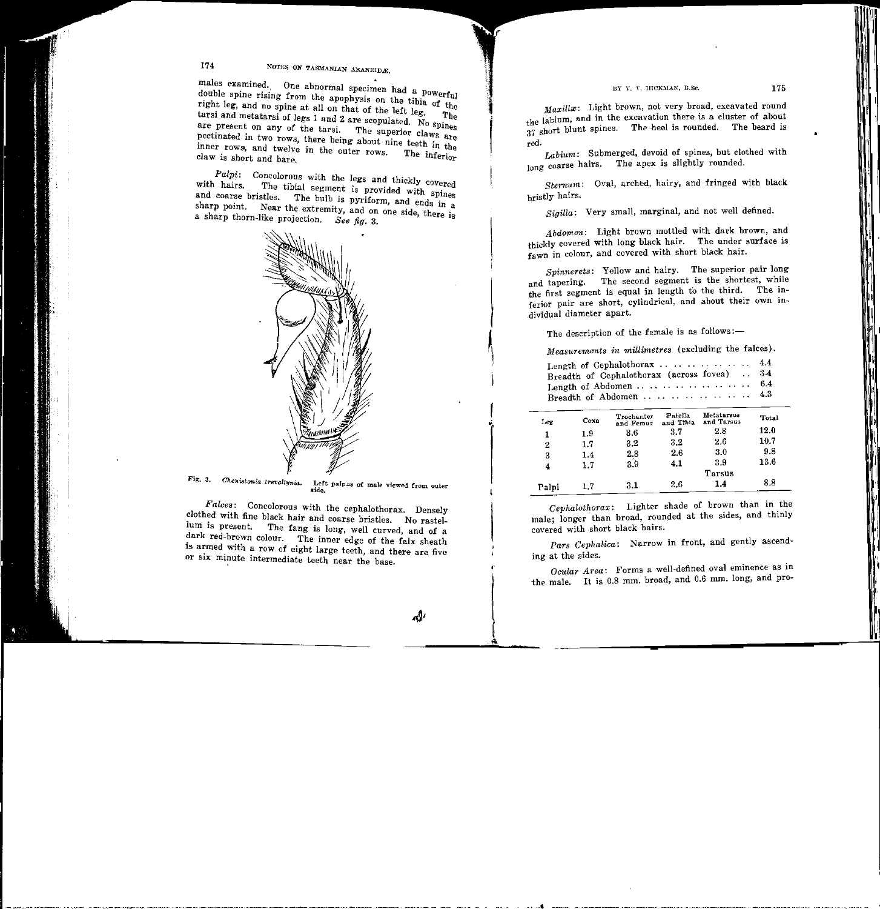males examined. One abnormal specimen had a powerful double spine rising from the apophysis on the tibia of the right leg, and no spine at all on that of the left leg. The tarsi and metatarsi of legs 1 and 2 are scopulated. No spines are present on any of the tarsi. The superior claws are pectinated in two rows, there being about nine teeth in the inner rows, and twelve in the outer rows. The inferior claw is short and bare.

*Palpi*: Concolorous with the legs and thickly covered with hairs. The tibial segment is provided with spines and coarse bristles. The bulb is pyriform, and ends in a sharp point. Near the extremity, and on one side, there is a sharp thorn-like projection. *See fig. 3.*

Fig. 3. *Chenistonia trevallynia.* Left palpus of male viewed from outer side.

*Falces*: Concolorous with the cephalothorax. Densely clothed with fine black hair and coarse bristles. No rastellum is present. The fang is long, well curved, and of a dark red-brown colour. The inner edge of the falx sheath is armed with a row of eight large teeth, and there are five or six minute intermediate teeth near the base.

*Maxillæ*: Light brown, not very broad, excavated round the labium, and in the excavation there is a cluster of about 37 short blunt spines. The heel is rounded. The beard is red.

*Labium*: Submerged, devoid of spines, but clothed with long coarse hairs. The apex is slightly rounded.

*Sternum*: Oval, arched, hairy, and fringed with black bristly hairs.

*Sigilla*: Very small, marginal, and not well defined.

*Abdomen*: Light brown mottled with dark brown, and thickly covered with long black hair. The under surface is fawn in colour, and covered with short black hair.

*Spinnerets*: Yellow and hairy. The superior pair long and tapering. The second segment is the shortest, while the first segment is equal in length to the third. The inferior pair are short, cylindrical, and about their own individual diameter apart.

The description of the female is as follows:—

*Measurements in millimetres* (excluding the falces).

Length of Cephalothorax . . . . . . . . . . . . 4.4
Breadth of Cephalothorax (across fovea) . . 3.4
Length of Abdomen . . . . . . . . . . . . . . . . 6.4
Breadth of Abdomen . . . . . . . . . . . . . . . 4.3

| Leg | Coxa | Trochanter and Femur | Patella and Tibia | Metatarsus and Tarsus | Total |
|---|---|---|---|---|---|
| 1 | 1.9 | 3.6 | 3.7 | 2.8 | 12.0 |
| 2 | 1.7 | 3.2 | 3.2 | 2.6 | 10.7 |
| 3 | 1.4 | 2.8 | 2.6 | 3.0 | 9.8 |
| 4 | 1.7 | 3.9 | 4.1 | 3.9 | 13.6 |
| | | | | Tarsus | |
| Palpi | 1.7 | 3.1 | 2.6 | 1.4 | 8.8 |

*Cephalothorax*: Lighter shade of brown than in the male; longer than broad, rounded at the sides, and thinly covered with short black hairs.

*Pars Cephalica*: Narrow in front, and gently ascending at the sides.

*Ocular Area*: Forms a well-defined oval eminence as in the male. It is 0.8 mm. broad, and 0.6 mm. long, and pro-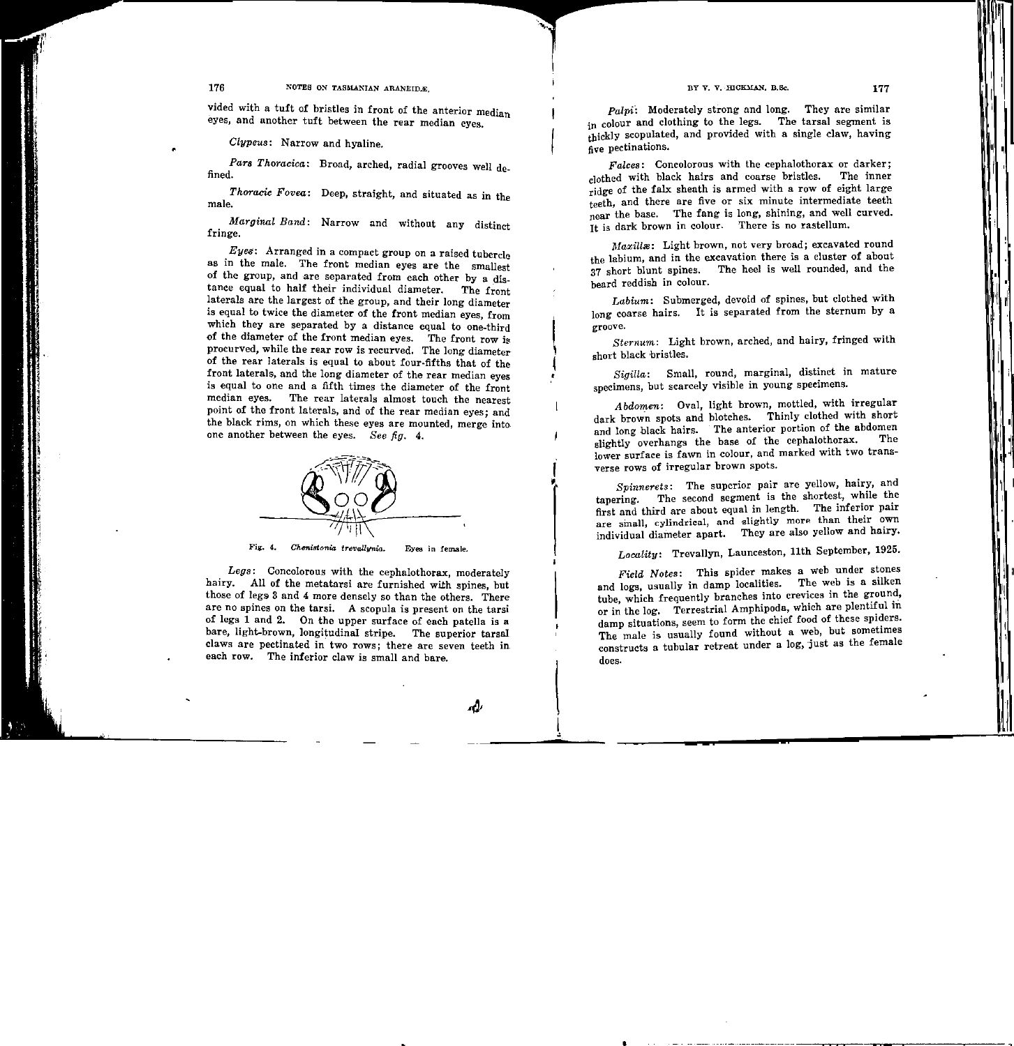vided with a tuft of bristles in front of the anterior median eyes, and another tuft between the rear median eyes.

*Clypeus*: Narrow and hyaline.

*Pars Thoracica*: Broad, arched, radial grooves well defined.

*Thoracic Fovea*: Deep, straight, and situated as in the male.

*Marginal Band*: Narrow and without any distinct fringe.

*Eyes*: Arranged in a compact group on a raised tubercle as in the male. The front median eyes are the smallest of the group, and are separated from each other by a distance equal to half their individual diameter. The front laterals are the largest of the group, and their long diameter is equal to twice the diameter of the front median eyes, from which they are separated by a distance equal to one-third of the diameter of the front median eyes. The front row is procurved, while the rear row is recurved. The long diameter of the rear laterals is equal to about four-fifths that of the front laterals, and the long diameter of the rear median eyes is equal to one and a fifth times the diameter of the front median eyes. The rear laterals almost touch the nearest point of the front laterals, and of the rear median eyes; and the black rims, on which these eyes are mounted, merge into one another between the eyes. *See fig.* 4.

Fig. 4. *Chenistonia trevallynia*. Eyes in female.

*Legs*: Concolorous with the cephalothorax, moderately hairy. All of the metatarsi are furnished with spines, but those of legs 3 and 4 more densely so than the others. There are no spines on the tarsi. A scopula is present on the tarsi of legs 1 and 2. On the upper surface of each patella is a bare, light-brown, longitudinal stripe. The superior tarsal claws are pectinated in two rows; there are seven teeth in each row. The inferior claw is small and bare.

*Palpi*: Moderately strong and long. They are similar in colour and clothing to the legs. The tarsal segment is thickly scopulated, and provided with a single claw, having five pectinations.

*Falces*: Concolorous with the cephalothorax or darker; clothed with black hairs and coarse bristles. The inner ridge of the falx sheath is armed with a row of eight large teeth, and there are five or six minute intermediate teeth near the base. The fang is long, shining, and well curved. It is dark brown in colour. There is no rastellum.

*Maxillæ*: Light brown, not very broad; excavated round the labium, and in the excavation there is a cluster of about 37 short blunt spines. The heel is well rounded, and the beard reddish in colour.

*Labium*: Submerged, devoid of spines, but clothed with long coarse hairs. It is separated from the sternum by a groove.

*Sternum*: Light brown, arched, and hairy, fringed with short black bristles.

*Sigilla*: Small, round, marginal, distinct in mature specimens, but scarcely visible in young specimens.

*Abdomen*: Oval, light brown, mottled, with irregular dark brown spots and blotches. Thinly clothed with short and long black hairs. The anterior portion of the abdomen slightly overhangs the base of the cephalothorax. The lower surface is fawn in colour, and marked with two transverse rows of irregular brown spots.

*Spinnerets*: The superior pair are yellow, hairy, and tapering. The second segment is the shortest, while the first and third are about equal in length. The inferior pair are small, cylindrical, and slightly more than their own individual diameter apart. They are also yellow and hairy.

*Locality*: Trevallyn, Launceston, 11th September, 1925.

*Field Notes*: This spider makes a web under stones and logs, usually in damp localities. The web is a silken tube, which frequently branches into crevices in the ground, or in the log. Terrestrial Amphipoda, which are plentiful in damp situations, seem to form the chief food of these spiders. The male is usually found without a web, but sometimes constructs a tubular retreat under a log, just as the female does.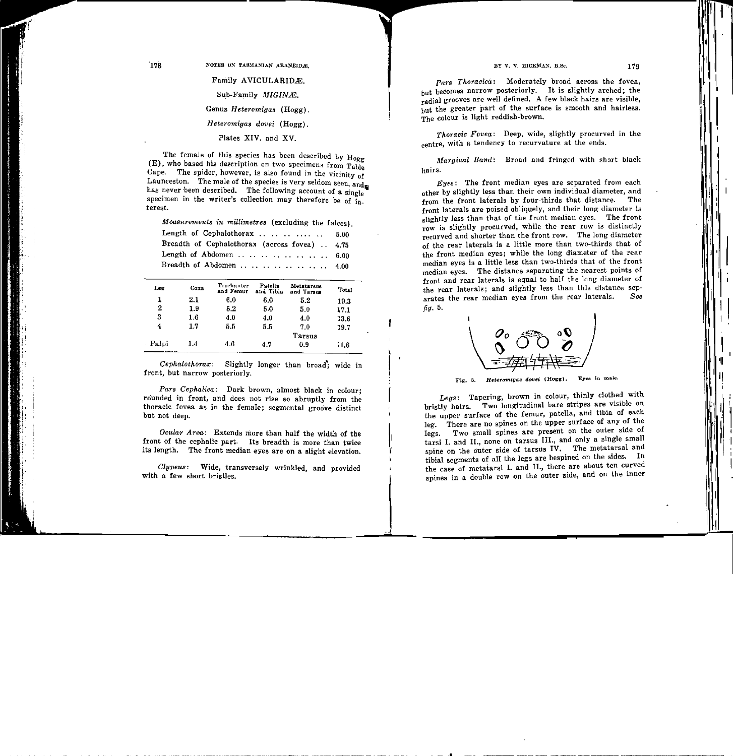## Family AVICULARIDÆ.

### Sub-Family *MIGINÆ*.

### Genus *Heteromigas* (Hogg).

### *Heteromigas dovei* (Hogg).

Plates XIV. and XV.

The female of this species has been described by Hogg (E), who based his description on two specimens from Table Cape. The spider, however, is also found in the vicinity of Launceston. The male of the species is very seldom seen, and has never been described. The following account of a single specimen in the writer's collection may therefore be of interest.

*Measurements in millimetres* (excluding the falces).

| | |
|---|---|
| Length of Cephalothorax | 5.00 |
| Breadth of Cephalothorax (across fovea) | 4.75 |
| Length of Abdomen | 6.00 |
| Breadth of Abdomen | 4.00 |

| Leg | Coxa | Trochanter and Femur | Patella and Tibia | Metatarsus and Tarsus | Total |
|---|---|---|---|---|---|
| 1 | 2.1 | 6.0 | 6.0 | 5.2 | 19.3 |
| 2 | 1.9 | 5.2 | 5.0 | 5.0 | 17.1 |
| 3 | 1.6 | 4.0 | 4.0 | 4.0 | 13.6 |
| 4 | 1.7 | 5.5 | 5.5 | 7.0 | 19.7 |
| | | | | Tarsus | |
| Palpi | 1.4 | 4.6 | 4.7 | 0.9 | 11.6 |

*Cephalothorax*: Slightly longer than broad; wide in front, but narrow posteriorly.

*Pars Cephalica*: Dark brown, almost black in colour; rounded in front, and does not rise so abruptly from the thoracic fovea as in the female; segmental groove distinct but not deep.

*Ocular Area*: Extends more than half the width of the front of the cephalic part. Its breadth is more than twice its length. The front median eyes are on a slight elevation.

*Clypeus*: Wide, transversely wrinkled, and provided with a few short bristles.

*Pars Thoracica*: Moderately broad across the fovea, but becomes narrow posteriorly. It is slightly arched; the radial grooves are well defined. A few black hairs are visible, but the greater part of the surface is smooth and hairless. The colour is light reddish-brown.

*Thoracic Fovea*: Deep, wide, slightly procurved in the centre, with a tendency to recurvature at the ends.

*Marginal Band*: Broad and fringed with short black hairs.

*Eyes*: The front median eyes are separated from each other by slightly less than their own individual diameter, and from the front laterals by four-thirds that distance. The front laterals are poised obliquely, and their long diameter is slightly less than that of the front median eyes. The front row is slightly procurved, while the rear row is distinctly recurved and shorter than the front row. The long diameter of the rear laterals is a little more than two-thirds that of the front median eyes; while the long diameter of the rear median eyes is a little less than two-thirds that of the front median eyes. The distance separating the nearest points of front and rear laterals is equal to half the long diameter of the rear laterals; and slightly less than this distance separates the rear median eyes from the rear laterals. *See fig. 5.*

Fig. 5. *Heteromigas dovei* (Hogg). Eyes in male.

*Legs*: Tapering, brown in colour, thinly clothed with bristly hairs. Two longitudinal bare stripes are visible on the upper surface of the femur, patella, and tibia of each leg. There are no spines on the upper surface of any of the legs. Two small spines are present on the outer side of tarsi I. and II., none on tarsus III., and only a single small spine on the outer side of tarsus IV. The metatarsal and tibial segments of all the legs are bespined on the sides. In the case of metatarsi I. and II., there are about ten curved spines in a double row on the outer side, and on the inner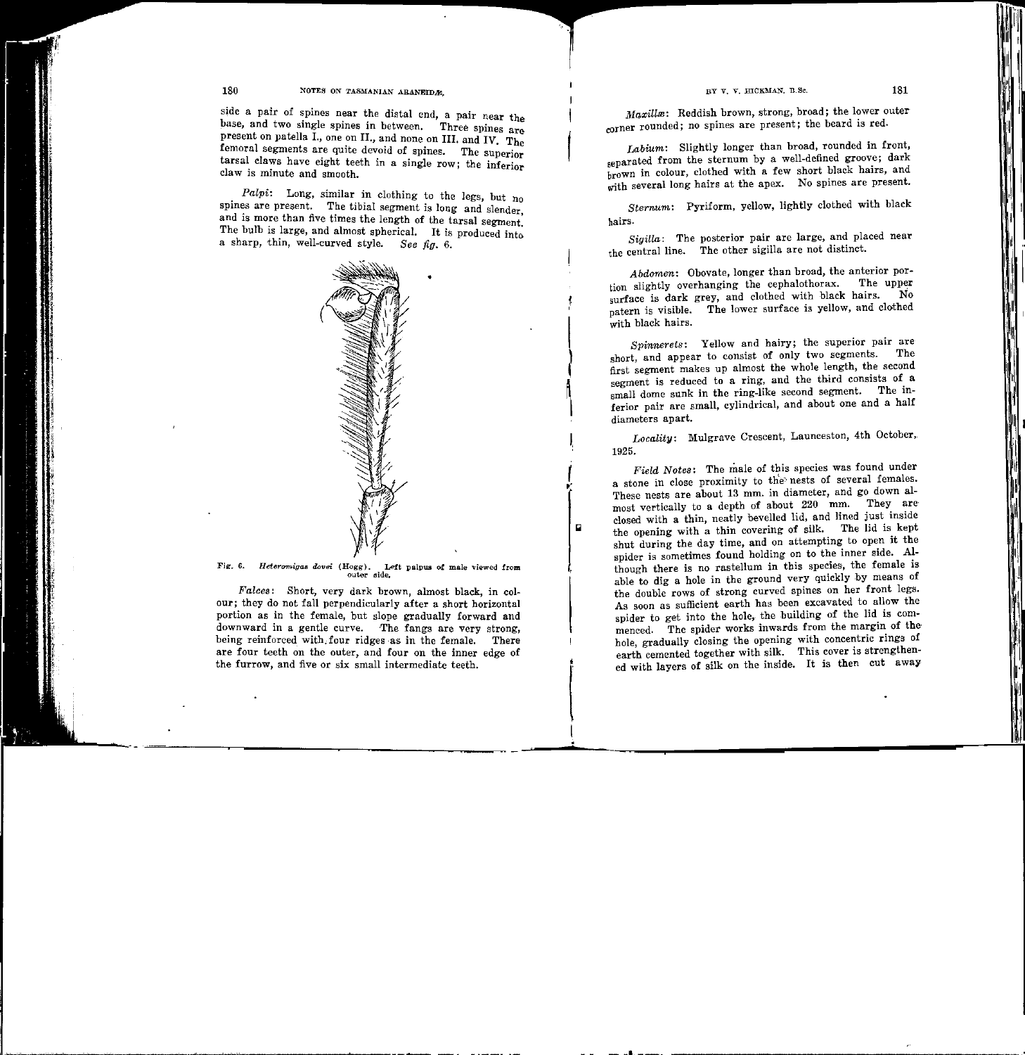side a pair of spines near the distal end, a pair near the base, and two single spines in between. Three spines are present on patella I., one on II., and none on III. and IV. The femoral segments are quite devoid of spines. The superior tarsal claws have eight teeth in a single row; the inferior claw is minute and smooth.

*Palpi*: Long, similar in clothing to the legs, but no spines are present. The tibial segment is long and slender, and is more than five times the length of the tarsal segment. The bulb is large, and almost spherical. It is produced into a sharp, thin, well-curved style. *See fig. 6.*

Fig. 6. *Heteromigas dovei* (Hogg). Left palpus of male viewed from outer side.

*Falces*: Short, very dark brown, almost black, in colour; they do not fall perpendicularly after a short horizontal portion as in the female, but slope gradually forward and downward in a gentle curve. The fangs are very strong, being reinforced with four ridges as in the female. There are four teeth on the outer, and four on the inner edge of the furrow, and five or six small intermediate teeth.

*Maxillæ*: Reddish brown, strong, broad; the lower outer corner rounded; no spines are present; the beard is red.

*Labium*: Slightly longer than broad, rounded in front, separated from the sternum by a well-defined groove; dark brown in colour, clothed with a few short black hairs, and with several long hairs at the apex. No spines are present.

*Sternum*: Pyriform, yellow, lightly clothed with black hairs.

*Sigilla*: The posterior pair are large, and placed near the central line. The other sigilla are not distinct.

*Abdomen*: Obovate, longer than broad, the anterior portion slightly overhanging the cephalothorax. The upper surface is dark grey, and clothed with black hairs. No patern is visible. The lower surface is yellow, and clothed with black hairs.

*Spinnerets*: Yellow and hairy; the superior pair are short, and appear to consist of only two segments. The first segment makes up almost the whole length, the second segment is reduced to a ring, and the third consists of a small dome sunk in the ring-like second segment. The inferior pair are small, cylindrical, and about one and a half diameters apart.

*Locality*: Mulgrave Crescent, Launceston, 4th October, 1925.

*Field Notes*: The male of this species was found under a stone in close proximity to the nests of several females. These nests are about 13 mm. in diameter, and go down almost vertically to a depth of about 220 mm. They are closed with a thin, neatly bevelled lid, and lined just inside the opening with a thin covering of silk. The lid is kept shut during the day time, and on attempting to open it the spider is sometimes found holding on to the inner side. Although there is no rastellum in this species, the female is able to dig a hole in the ground very quickly by means of the double rows of strong curved spines on her front legs. As soon as sufficient earth has been excavated to allow the spider to get into the hole, the building of the lid is commenced. The spider works inwards from the margin of the hole, gradually closing the opening with concentric rings of earth cemented together with silk. This cover is strengthened with layers of silk on the inside. It is then cut away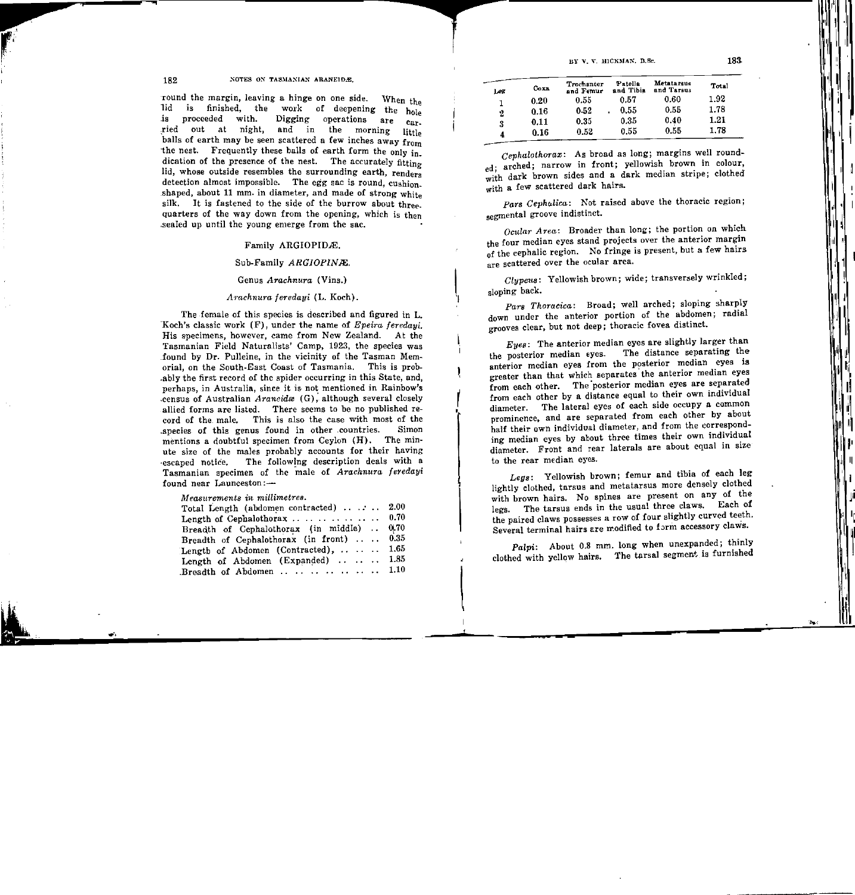round the margin, leaving a hinge on one side. When the lid is finished, the work of deepening the hole is proceeded with. Digging operations are carried out at night, and in the morning little balls of earth may be seen scattered a few inches away from the nest. Frequently these balls of earth form the only indication of the presence of the nest. The accurately fitting lid, whose outside resembles the surrounding earth, renders detection almost impossible. The egg sac is round, cushion-shaped, about 11 mm. in diameter, and made of strong white silk. It is fastened to the side of the burrow about three-quarters of the way down from the opening, which is then sealed up until the young emerge from the sac.

## Family ARGIOPIDÆ.

### Sub-Family *ARGIOPINÆ*.

### Genus *Arachnura* (Vins.)

#### *Arachnura feredayi* (L. Koch).

The female of this species is described and figured in L. Koch's classic work (F), under the name of *Epeira feredayi*. His specimens, however, came from New Zealand. At the Tasmanian Field Naturalists' Camp, 1923, the species was found by Dr. Pulleine, in the vicinity of the Tasman Memorial, on the South-East Coast of Tasmania. This is probably the first record of the spider occurring in this State, and, perhaps, in Australia, since it is not mentioned in Rainbow's census of Australian *Araneidæ* (G), although several closely allied forms are listed. There seems to be no published record of the male. This is also the case with most of the species of this genus found in other countries. Simon mentions a doubtful specimen from Ceylon (H). The minute size of the males probably accounts for their having escaped notice. The following description deals with a Tasmanian specimen of the male of *Arachnura feredayi* found near Launceston:—

*Measurements in millimetres.*

| | |
|---|---|
| Total Length (abdomen contracted) | 2.00 |
| Length of Cephalothorax | 0.70 |
| Breadth of Cephalothorax (in middle) | 0.70 |
| Breadth of Cephalothorax (in front) | 0.35 |
| Length of Abdomen (Contracted), | 1.65 |
| Length of Abdomen (Expanded) | 1.85 |
| Breadth of Abdomen | 1.10 |

| Leg | Coxa | Trochanter and Femur | Patella and Tibia | Metatarsus and Tarsus | Total |
|---|---|---|---|---|---|
| 1 | 0.20 | 0.55 | 0.57 | 0.60 | 1.92 |
| 2 | 0.16 | 0.52 | 0.55 | 0.55 | 1.78 |
| 3 | 0.11 | 0.35 | 0.35 | 0.40 | 1.21 |
| 4 | 0.16 | 0.52 | 0.55 | 0.55 | 1.78 |

*Cephalothorax*: As broad as long; margins well rounded; arched; narrow in front; yellowish brown in colour, with dark brown sides and a dark median stripe; clothed with a few scattered dark hairs.

*Pars Cephalica*: Not raised above the thoracic region; segmental groove indistinct.

*Ocular Area*: Broader than long; the portion on which the four median eyes stand projects over the anterior margin of the cephalic region. No fringe is present, but a few hairs are scattered over the ocular area.

*Clypeus*: Yellowish brown; wide; transversely wrinkled; sloping back.

*Pars Thoracica*: Broad; well arched; sloping sharply down under the anterior portion of the abdomen; radial grooves clear, but not deep; thoracic fovea distinct.

*Eyes*: The anterior median eyes are slightly larger than the posterior median eyes. The distance separating the anterior median eyes from the posterior median eyes is greater than that which separates the anterior median eyes from each other. The posterior median eyes are separated from each other by a distance equal to their own individual diameter. The lateral eyes of each side occupy a common prominence, and are separated from each other by about half their own individual diameter, and from the corresponding median eyes by about three times their own individual diameter. Front and rear laterals are about equal in size to the rear median eyes.

*Legs*: Yellowish brown; femur and tibia of each leg lightly clothed, tarsus and metatarsus more densely clothed with brown hairs. No spines are present on any of the legs. The tarsus ends in the usual three claws. Each of the paired claws possesses a row of four slightly curved teeth. Several terminal hairs are modified to form accessory claws.

*Palpi*: About 0.8 mm. long when unexpanded; thinly clothed with yellow hairs. The tarsal segment is furnished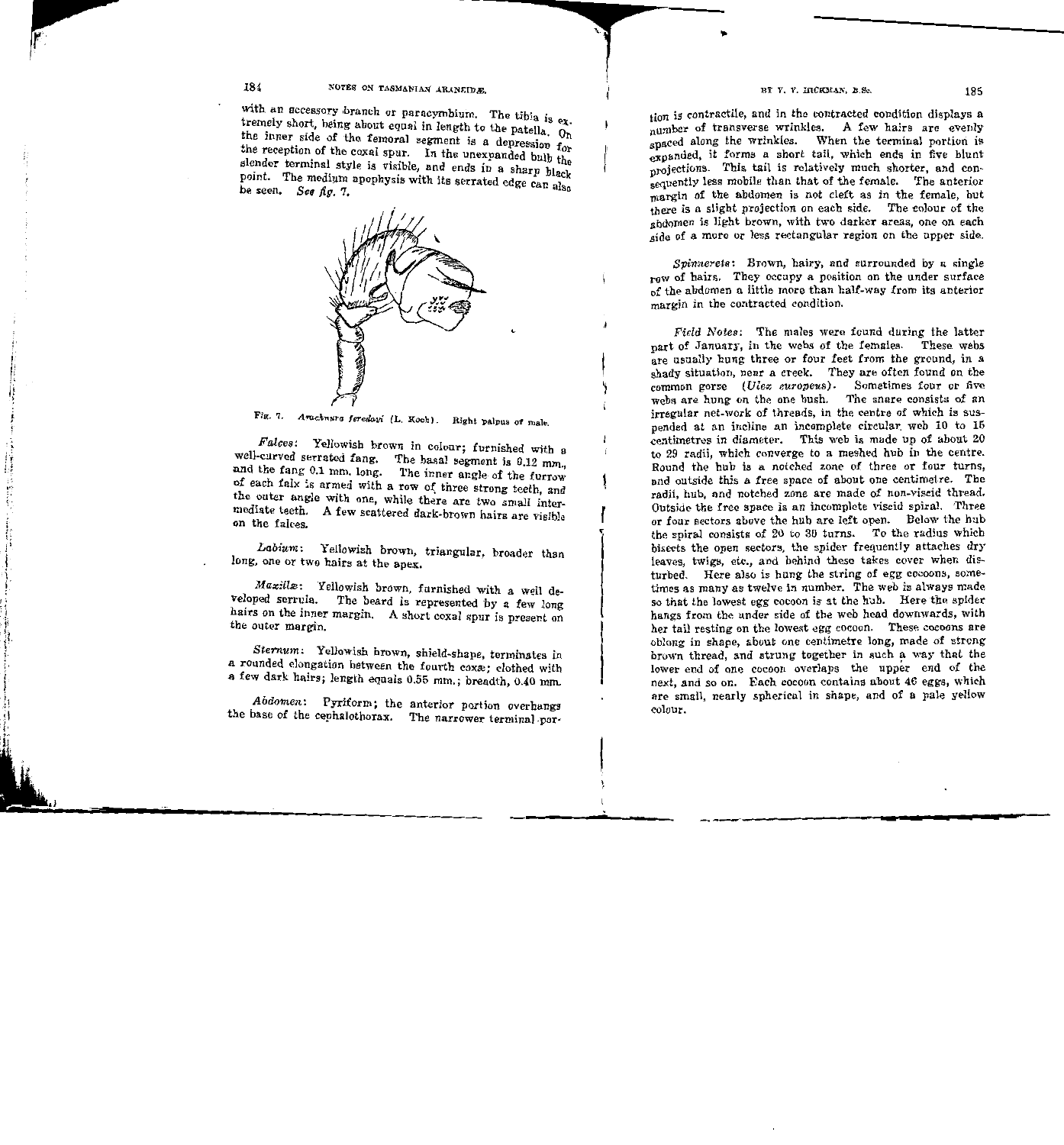with an accessory branch or paracymbium. The tibia is extremely short, being about equal in length to the patella. On the inner side of the femoral segment is a depression for the reception of the coxal spur. In the unexpanded bulb the slender terminal style is visible, and ends in a sharp black point. The medium apophysis with its serrated edge can also be seen. *See fig. 7.*

Fig. 7. *Arachnura feredayi* (L. Koch). Right palpus of male.

*Falces*: Yellowish brown in colour; furnished with a well-curved serrated fang. The basal segment is 0.12 mm., and the fang 0.1 mm. long. The inner angle of the furrow of each falx is armed with a row of three strong teeth, and the outer angle with one, while there are two small intermediate teeth. A few scattered dark-brown hairs are visible on the falces.

*Labium*: Yellowish brown, triangular, broader than long, one or two hairs at the apex.

*Maxillæ*: Yellowish brown, furnished with a well developed serrula. The beard is represented by a few long hairs on the inner margin. A short coxal spur is present on the outer margin.

*Sternum*: Yellowish brown, shield-shape, terminates in a rounded elongation between the fourth coxæ; clothed with a few dark hairs; length equals 0.55 mm.; breadth, 0.40 mm.

*Abdomen*: Pyriform; the anterior portion overhangs the base of the cephalothorax. The narrower terminal portion is contractile, and in the contracted condition displays a number of transverse wrinkles. A few hairs are evenly spaced along the wrinkles. When the terminal portion is expanded, it forms a short tail, which ends in five blunt projections. This tail is relatively much shorter, and consequently less mobile than that of the female. The anterior margin of the abdomen is not cleft as in the female, but there is a slight projection on each side. The colour of the abdomen is light brown, with two darker areas, one on each side of a more or less rectangular region on the upper side.

*Spinnerets*: Brown, hairy, and surrounded by a single row of hairs. They occupy a position on the under surface of the abdomen a little more than half-way from its anterior margin in the contracted condition.

*Field Notes*: The males were found during the latter part of January, in the webs of the females. These webs are usually hung three or four feet from the ground, in a shady situation, near a creek. They are often found on the common gorse (*Ulex europeus*). Sometimes four or five webs are hung on the one bush. The snare consists of an irregular net-work of threads, in the centre of which is suspended at an incline an incomplete circular web 10 to 15 centimetres in diameter. This web is made up of about 20 to 29 radii, which converge to a meshed hub in the centre. Round the hub is a notched zone of three or four turns, and outside this a free space of about one centimetre. The radii, hub, and notched zone are made of non-viscid thread. Outside the free space is an incomplete viscid spiral. Three or four sectors above the hub are left open. Below the hub the spiral consists of 20 to 30 turns. To the radius which bisects the open sectors, the spider frequently attaches dry leaves, twigs, etc., and behind these takes cover when disturbed. Here also is hung the string of egg cocoons, sometimes as many as twelve in number. The web is always made so that the lowest egg cocoon is at the hub. Here the spider hangs from the under side of the web head downwards, with her tail resting on the lowest egg cocoon. These cocoons are oblong in shape, about one centimetre long, made of strong brown thread, and strung together in such a way that the lower end of one cocoon overlaps the upper end of the next, and so on. Each cocoon contains about 46 eggs, which are small, nearly spherical in shape, and of a pale yellow colour.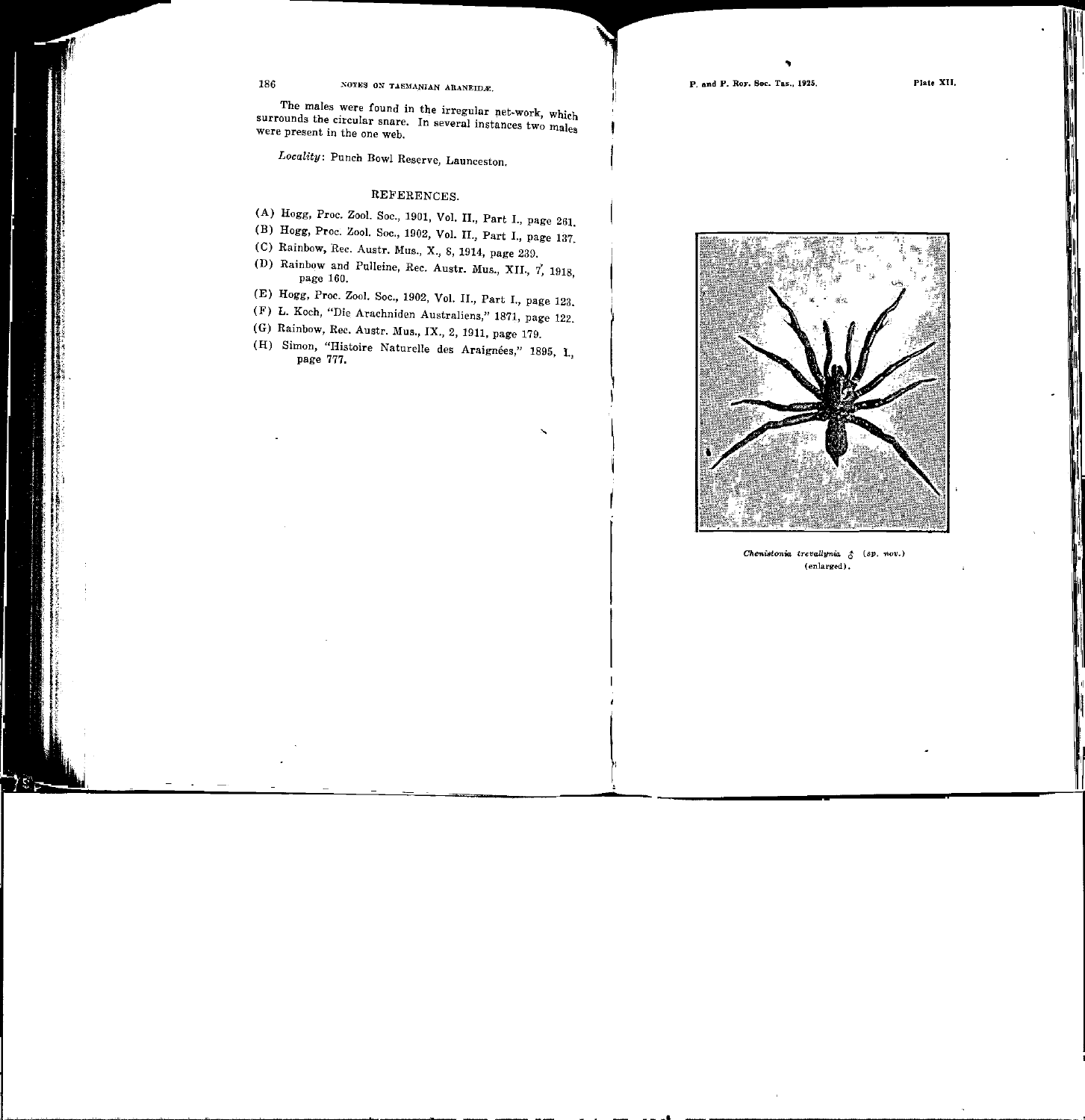The males were found in the irregular net-work, which surrounds the circular snare. In several instances two males were present in the one web.

*Locality*: Punch Bowl Reserve, Launceston.

## REFERENCES.

(A) Hogg, Proc. Zool. Soc., 1901, Vol. II., Part I., page 261.

(B) Hogg, Proc. Zool. Soc., 1902, Vol. II., Part I., page 137.

(C) Rainbow, Rec. Austr. Mus., X., 8, 1914, page 239.

(D) Rainbow and Pulleine, Rec. Austr. Mus., XII., 7, 1918, page 160.

(E) Hogg, Proc. Zool. Soc., 1902, Vol. II., Part I., page 123.

(F) L. Koch, "Die Arachniden Australiens," 1871, page 122.

(G) Rainbow, Rec. Austr. Mus., IX., 2, 1911, page 179.

(H) Simon, "Histoire Naturelle des Araignées," 1895, 1., page 777.

Plate XII.

*Chenistonia trevallynia* ♂ (*sp. nov.*)
(enlarged).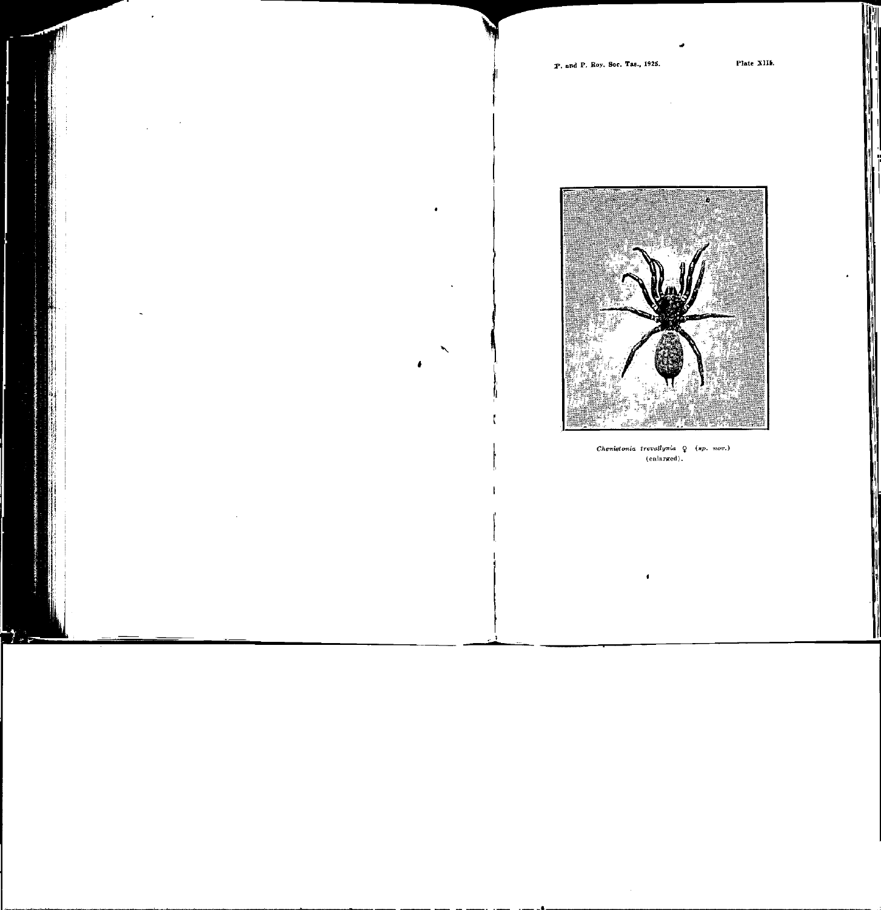Plate XIII.

*Chenistonia trevallynia* ♀ (*sp. nov.*)
(enlarged).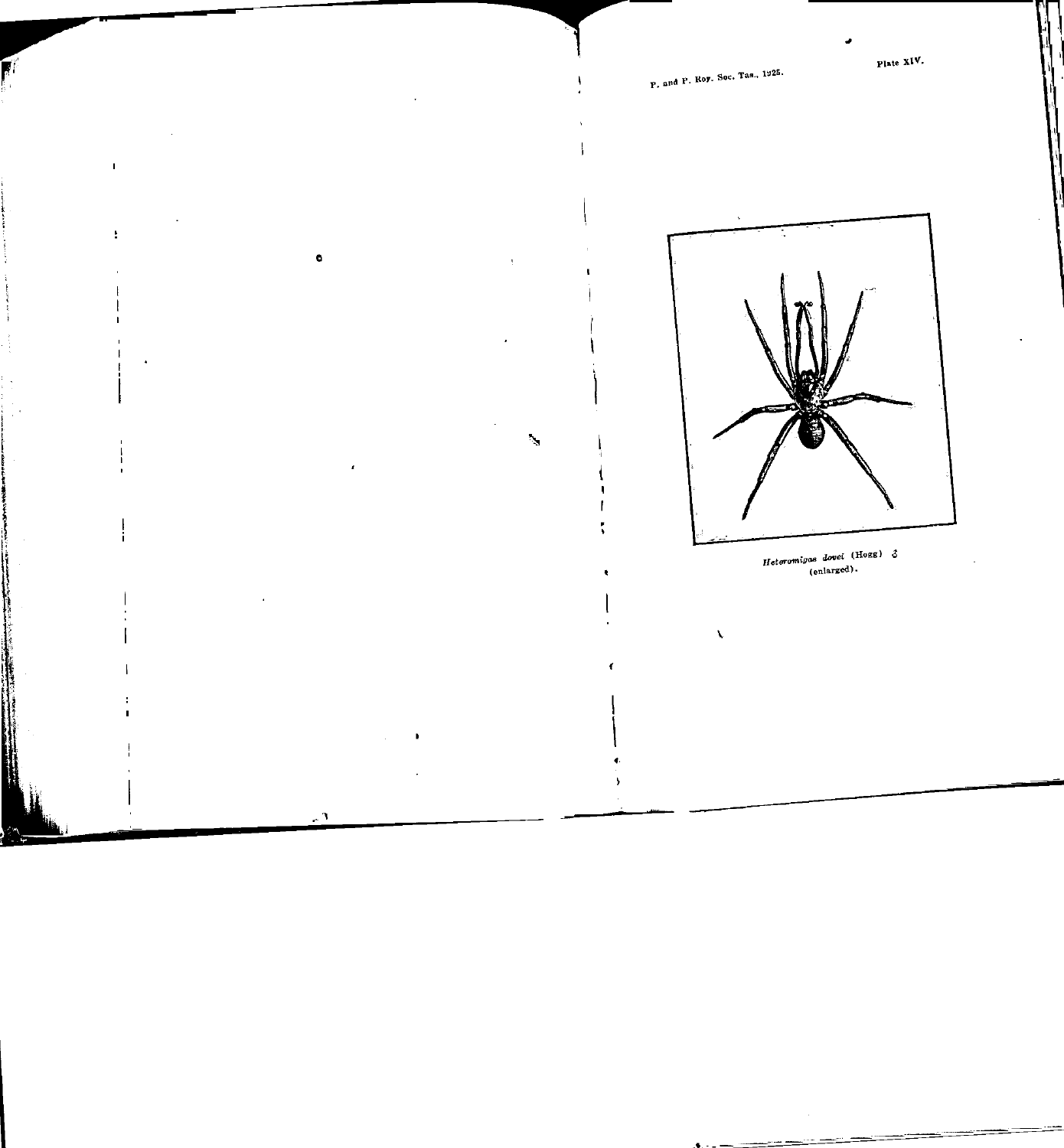Plate XIV.

*Heteromigas dovei* (Hogg) ♂
(enlarged).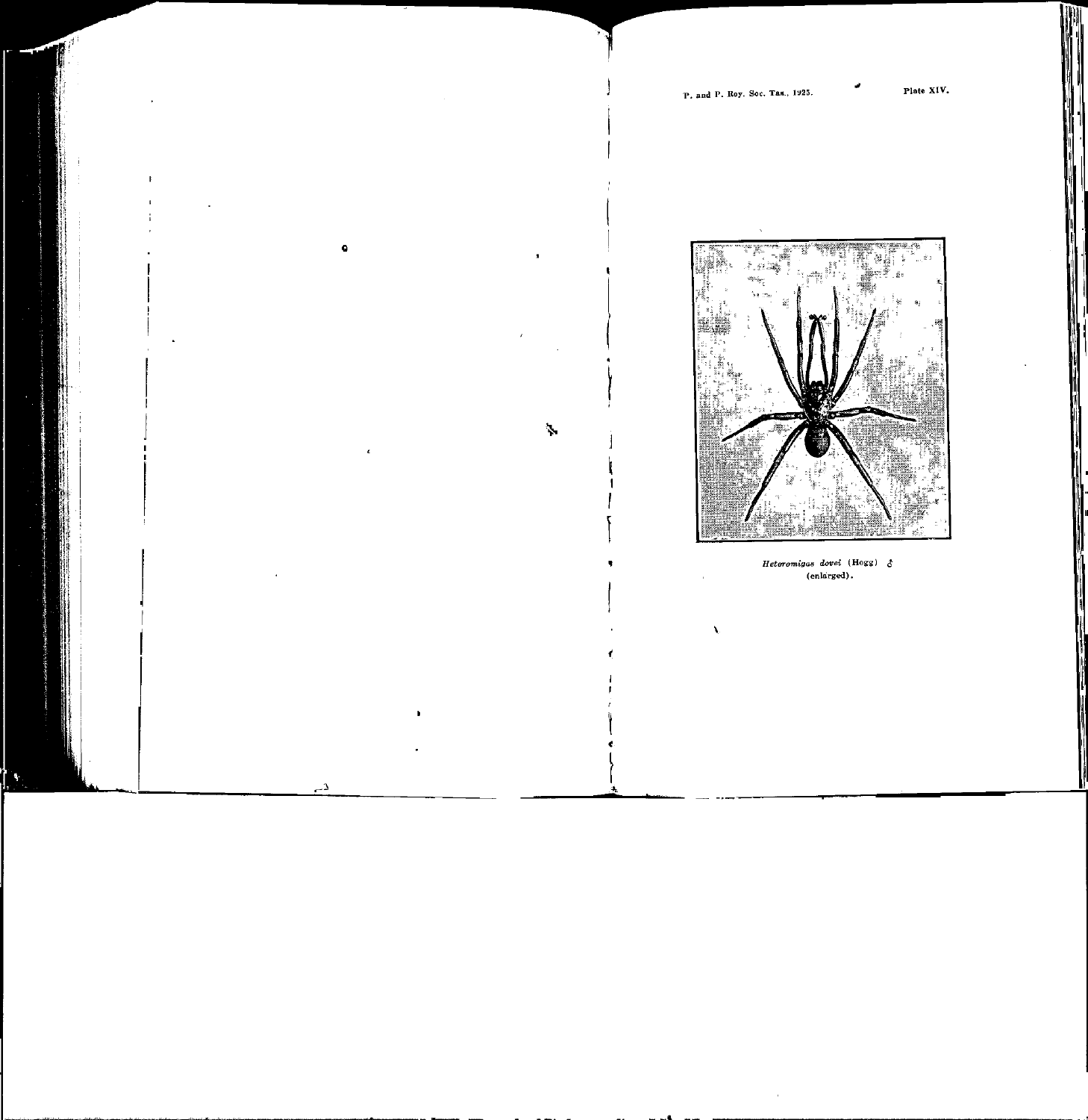Plate XIV.

*Heteromigas dovei* (Hogg) ♂
(enlarged).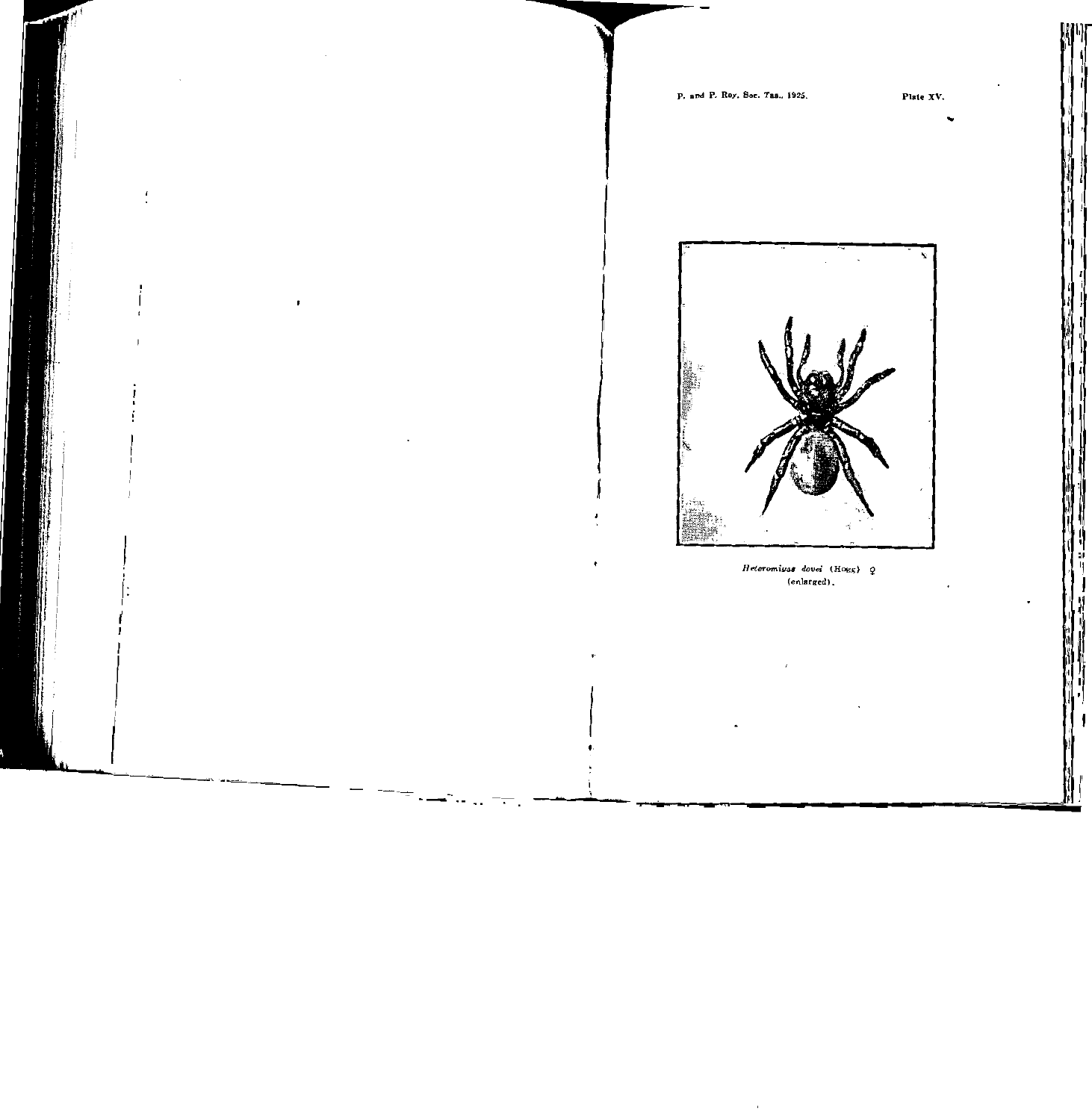Plate XV.

*Heteromigas dovei* (Hogg) ♀
(enlarged).